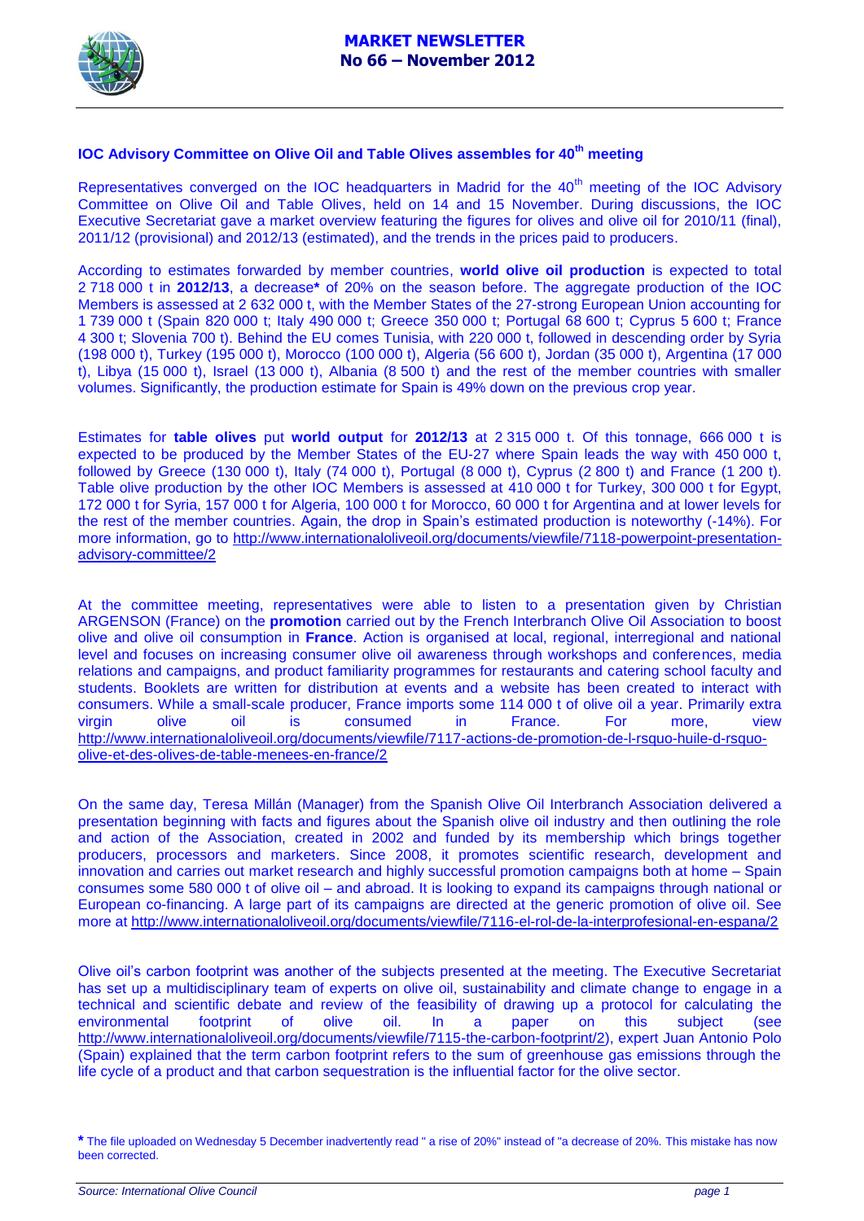# MARKET NEWSLETTER
## No 66 – November 2012

### IOC Advisory Committee on Olive Oil and Table Olives assembles for 40th meeting

Representatives converged on the IOC headquarters in Madrid for the 40th meeting of the IOC Advisory Committee on Olive Oil and Table Olives, held on 14 and 15 November. During discussions, the IOC Executive Secretariat gave a market overview featuring the figures for olives and olive oil for 2010/11 (final), 2011/12 (provisional) and 2012/13 (estimated), and the trends in the prices paid to producers.

According to estimates forwarded by member countries, **world olive oil production** is expected to total 2 718 000 t in **2012/13**, a decrease* of 20% on the season before. The aggregate production of the IOC Members is assessed at 2 632 000 t, with the Member States of the 27-strong European Union accounting for 1 739 000 t (Spain 820 000 t; Italy 490 000 t; Greece 350 000 t; Portugal 68 600 t; Cyprus 5 600 t; France 4 300 t; Slovenia 700 t). Behind the EU comes Tunisia, with 220 000 t, followed in descending order by Syria (198 000 t), Turkey (195 000 t), Morocco (100 000 t), Algeria (56 600 t), Jordan (35 000 t), Argentina (17 000 t), Libya (15 000 t), Israel (13 000 t), Albania (8 500 t) and the rest of the member countries with smaller volumes. Significantly, the production estimate for Spain is 49% down on the previous crop year.

Estimates for **table olives** put **world output** for **2012/13** at 2 315 000 t. Of this tonnage, 666 000 t is expected to be produced by the Member States of the EU-27 where Spain leads the way with 450 000 t, followed by Greece (130 000 t), Italy (74 000 t), Portugal (8 000 t), Cyprus (2 800 t) and France (1 200 t). Table olive production by the other IOC Members is assessed at 410 000 t for Turkey, 300 000 t for Egypt, 172 000 t for Syria, 157 000 t for Algeria, 100 000 t for Morocco, 60 000 t for Argentina and at lower levels for the rest of the member countries. Again, the drop in Spain's estimated production is noteworthy (-14%). For more information, go to http://www.internationaloliveoil.org/documents/viewfile/7118-powerpoint-presentation-advisory-committee/2

At the committee meeting, representatives were able to listen to a presentation given by Christian ARGENSON (France) on the **promotion** carried out by the French Interbranch Olive Oil Association to boost olive and olive oil consumption in **France**. Action is organised at local, regional, interregional and national level and focuses on increasing consumer olive oil awareness through workshops and conferences, media relations and campaigns, and product familiarity programmes for restaurants and catering school faculty and students. Booklets are written for distribution at events and a website has been created to interact with consumers. While a small-scale producer, France imports some 114 000 t of olive oil a year. Primarily extra virgin olive oil is consumed in France. For more, view http://www.internationaloliveoil.org/documents/viewfile/7117-actions-de-promotion-de-l-rsquo-huile-d-rsquo-olive-et-des-olives-de-table-menees-en-france/2

On the same day, Teresa Millán (Manager) from the Spanish Olive Oil Interbranch Association delivered a presentation beginning with facts and figures about the Spanish olive oil industry and then outlining the role and action of the Association, created in 2002 and funded by its membership which brings together producers, processors and marketers. Since 2008, it promotes scientific research, development and innovation and carries out market research and highly successful promotion campaigns both at home – Spain consumes some 580 000 t of olive oil – and abroad. It is looking to expand its campaigns through national or European co-financing. A large part of its campaigns are directed at the generic promotion of olive oil. See more at http://www.internationaloliveoil.org/documents/viewfile/7116-el-rol-de-la-interprofesional-en-espana/2

Olive oil's carbon footprint was another of the subjects presented at the meeting. The Executive Secretariat has set up a multidisciplinary team of experts on olive oil, sustainability and climate change to engage in a technical and scientific debate and review of the feasibility of drawing up a protocol for calculating the environmental footprint of olive oil. In a paper on this subject (see http://www.internationaloliveoil.org/documents/viewfile/7115-the-carbon-footprint/2), expert Juan Antonio Polo (Spain) explained that the term carbon footprint refers to the sum of greenhouse gas emissions through the life cycle of a product and that carbon sequestration is the influential factor for the olive sector.

* The file uploaded on Wednesday 5 December inadvertently read " a rise of 20%" instead of "a decrease of 20%. This mistake has now been corrected.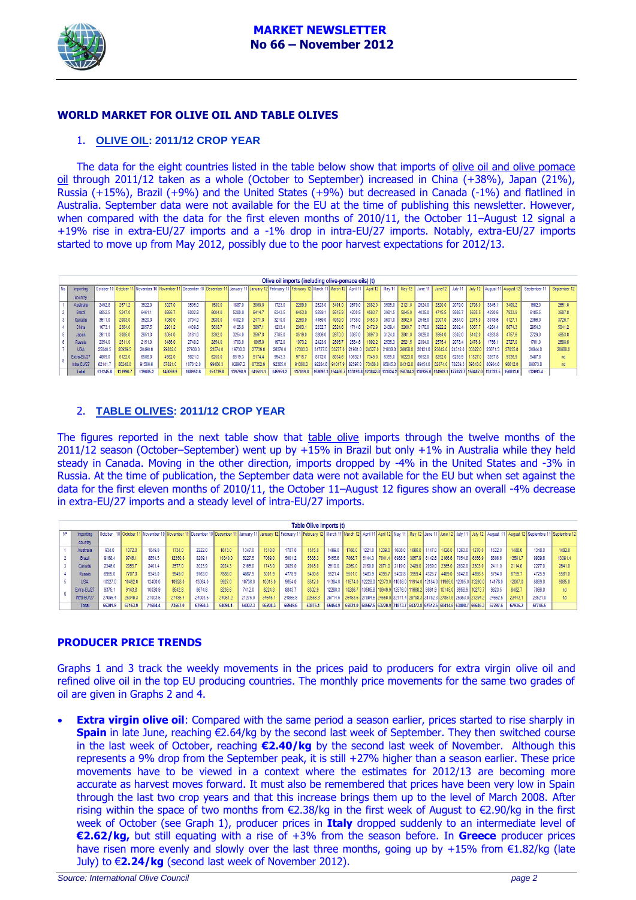## WORLD MARKET FOR OLIVE OIL AND TABLE OLIVES

### 1. OLIVE OIL: 2011/12 CROP YEAR

The data for the eight countries listed in the table below show that imports of olive oil and olive pomace oil through 2011/12 taken as a whole (October to September) increased in China (+38%), Japan (21%), Russia (+15%), Brazil (+9%) and the United States (+9%) but decreased in Canada (-1%) and flatlined in Australia. September data were not available for the EU at the time of publishing this newsletter. However, when compared with the data for the first eleven months of 2010/11, the October 11–August 12 signal a +19% rise in extra-EU/27 imports and a -1% drop in intra-EU/27 imports. Notably, extra-EU/27 imports started to move up from May 2012, possibly due to the poor harvest expectations for 2012/13.

**Olive oil imports (including olive-pomace oils) (t)**

| No | Importing country | October 10 | October 11 | November 10 | November 11 | December 10 | December 11 | January 11 | January 12 | February 11 | February 12 | March 11 | March 12 | April 11 | April 12 | May 11 | May 12 | June 11 | June12 | July 11 | July 12 | August 11 | August 12 | September 11 | September 12 |
|---|---|---|---|---|---|---|---|---|---|---|---|---|---|---|---|---|---|---|---|---|---|---|---|---|---|
| 1 | Australia | 2492.8 | 2571.2 | 3522.0 | 3027.0 | 3505.0 | 1580.0 | 1887.0 | 3060.0 | 1723.0 | 2289.0 | 2523.0 | 3481.0 | 2679.0 | 2082.0 | 3505.0 | 2121.0 | 2524.0 | 2820.0 | 2079.0 | 2798.0 | 3845.1 | 3408.2 | 1682.0 | 2651.0 |
| 2 | Brazil | 6852.5 | 5247.0 | 6461.1 | 8866.7 | 6002.8 | 6004.8 | 5280.8 | 6414.7 | 6343.5 | 6453.8 | 5559.1 | 5615.9 | 4208.5 | 4583.7 | 3981.5 | 5845.0 | 4035.0 | 4715.5 | 5885.7 | 5635.5 | 4250.6 | 7933.9 | 6185.5 | 3687.8 |
| 3 | Canada | 3511.0 | 2803.0 | 3520.0 | 4080.0 | 3704.0 | 2880.0 | 4402.0 | 2471.0 | 3210.0 | 2263.0 | 4469.0 | 4939.0 | 3738.0 | 3453.0 | 3601.0 | 3802.0 | 2548.0 | 2807.0 | 2884.0 | 2975.0 | 3678.6 | 4127.1 | 2386.0 | 3726.7 |
| 4 | China | 1673.1 | 2384.0 | 2857.5 | 2901.2 | 4439.8 | 5638.7 | 4125.0 | 5897.1 | 1233.4 | 2063.1 | 2132.7 | 2524.0 | 1714.0 | 2472.9 | 2438.4 | 3200.7 | 3170.0 | 3822.2 | 2882.4 | 5087.7 | 4284.4 | 6874.3 | 2954.3 | 5041.2 |
| 5 | Japan | 2911.0 | 3086.0 | 2851.0 | 3064.0 | 3181.0 | 3392.0 | 3254.0 | 3597.0 | 2785.0 | 3519.0 | 3206.0 | 2970.0 | 3007.0 | 3897.0 | 3124.0 | 3001.0 | 3029.0 | 3994.0 | 3302.0 | 5142.0 | 4263.8 | 4757.6 | 2729.0 | 4553.0 |
| 6 | Russia | 2354.0 | 2511.0 | 2151.0 | 3485.0 | 2749.0 | 2854.0 | 1703.0 | 1805.0 | 1872.0 | 1973.2 | 2423.0 | 2885.7 | 2584.6 | 1992.2 | 2535.3 | 2521.5 | 2394.0 | 2575.4 | 2078.4 | 2476.8 | 1759.1 | 2727.0 | 1781.0 | 2688.6 |
| 7 | USA | 25040.5 | 20939.5 | 20490.0 | 29832.0 | 27938.0 | 23574.0 | 19790.0 | 27739.0 | 20370.0 | 17303.0 | 31727.0 | 33277.0 | 21901.0 | 24527.0 | 21038.0 | 28958.0 | 20121.0 | 23842.0 | 24512.0 | 33322.0 | 25871.3 | 27035.0 | 20844.0 | 26888.0 |
| 8 | Extra-EU27 | 4869.0 | 6122.0 | 6586.0 | 4962.0 | 9821.0 | 6290.0 | 6519.3 | 5174.4 | 9943.3 | 9715.7 | 8172.0 | 8034.6 | 10632.1 | 7349.0 | 6355.0 | 16223.0 | 5652.0 | 8262.0 | 6239.9 | 11527.0 | 3267.8 | 9336.9 | 5487.8 | nd |
|  | Intra-EU27 | 82141.7 | 88248.0 | 91566.6 | 87821.0 | 107612.0 | 99456.3 | 92897.2 | 87352.9 | 92365.0 | 91360.0 | 92284.6 | 91017.9 | 82597.0 | 73456.0 | 85845.0 | 84312.0 | 86454.0 | 82074.0 | 78239.3 | 89543.0 | 80904.8 | 80612.0 | 88073.8 | nd |
|  | Total | 131245.6 | 131990.7 | 139605.2 | 148059.9 | 168952.6 | 151739.8 | 139798.9 | 141511.1 | 146951.2 | 137019.8 | 152697.3 | 154465.7 | 133193.8 | 123642.8 | 133024.2 | 150784.3 | 130925.0 | 134902.1 | 127822.7 | 158487.0 | 131322.5 | 156813.0 | 130093.4 |  |

### 2. TABLE OLIVES: 2011/12 CROP YEAR

The figures reported in the next table show that table olive imports through the twelve months of the 2011/12 season (October–September) went up by +15% in Brazil but only +1% in Australia while they held steady in Canada. Moving in the other direction, imports dropped by -4% in the United States and -3% in Russia. At the time of publication, the September data were not available for the EU but when set against the data for the first eleven months of 2010/11, the October 11–August 12 figures show an overall -4% decrease in extra-EU/27 imports and a steady level of intra-EU/27 imports.

**Table Olive Imports (t)**

| Nº | Importing country | October 10 | October 11 | November 10 | November 11 | December 10 | December 11 | January 11 | January 12 | February 11 | February 12 | March 11 | March 12 | April 11 | April 12 | May 11 | May 12 | June 11 | June 12 | July 11 | July 12 | August 11 | August 12 | Septembre 11 | Septembre 12 |
|---|---|---|---|---|---|---|---|---|---|---|---|---|---|---|---|---|---|---|---|---|---|---|---|---|---|
| 1 | Australia | 934.0 | 1072.0 | 1649.0 | 1734.0 | 2222.0 | 1613.0 | 1347.0 | 1510.0 | 1787.0 | 1515.0 | 1489.0 | 1768.0 | 1221.0 | 1239.0 | 1608.0 | 1686.0 | 1147.0 | 1426.0 | 1263.0 | 1270.0 | 1622.0 | 1488.0 | 1348.0 | 1482.0 |
| 2 | Brazil | 9168.4 | 9748.1 | 8854.5 | 12350.8 | 8209.1 | 10340.0 | 8227.5 | 7069.0 | 5001.2 | 5538.3 | 5455.6 | 7868.7 | 5144.3 | 7641.4 | 6988.5 | 3857.9 | 6142.8 | 2165.6 | 7054.8 | 8356.9 | 8806.6 | 13581.7 | 9939.6 | 13381.4 |
| 3 | Canada | 2346.0 | 2953.7 | 2401.4 | 2577.0 | 2023.9 | 2024.3 | 2165.0 | 1743.0 | 2029.0 | 2018.0 | 2610.0 | 2269.0 | 2180.0 | 2071.0 | 2119.0 | 2489.0 | 2039.0 | 2365.0 | 2832.0 | 2303.0 | 2411.0 | 2114.0 | 2277.0 | 2641.0 |
| 4 | Russia | 6955.0 | 7707.0 | 9345.0 | 9949.0 | 9703.0 | 7808.0 | 4867.9 | 3001.9 | 4770.9 | 5430.6 | 5021.4 | 5501.0 | 5483.9 | 4195.7 | 5402.8 | 3959.4 | 4325.7 | 4489.0 | 5042.0 | 4898.5 | 5794.0 | 6759.7 | 4725.9 | 5581.0 |
| 5 | USA | 10327.0 | 10492.0 | 12400.0 | 10928.0 | 13064.0 | 9927.0 | 10736.0 | 10015.0 | 9554.0 | 8512.0 | 11384.0 | 11674.0 | 12228.0 | 12373.0 | 11008.0 | 11914.0 | 12184.0 | 11965.0 | 12305.0 | 13290.0 | 14178.0 | 12067.0 | 8869.0 | 9065.0 |
| 6 | Extra-EU27 | 8075.1 | 9143.8 | 10030.9 | 8542.8 | 8674.8 | 8239.6 | 7412.0 | 8224.3 | 8843.7 | 8002.9 | 12280.3 | 10289.7 | 10505.8 | 10949.9 | 12576.0 | 11688.2 | 9891.9 | 10145.0 | 8958.9 | 10273.7 | 9823.5 | 8482.7 | 7066.0 | nd |
|  | Intra-EU27 | 27096.4 | 26049.3 | 27038.6 | 27485.4 | 24003.5 | 24061.2 | 21276.9 | 24646.1 | 24855.8 | 22858.3 | 27714.6 | 26463.6 | 27804.5 | 24650.0 | 22171.4 | 28798.3 | 31782.3 | 27857.0 | 25953.0 | 27294.2 | 24652.5 | 23443.1 | 23521.0 | nd |
|  | Total | 66201.9 | 67163.9 | 71684.4 | 73567.0 | 67900.3 | 64094.1 | 54032.3 | 56208.3 | 56949.6 | 53875.1 | 66464.9 | 66821.0 | 64667.5 | 63220.9 | 71873.7 | 64372.8 | 67512.5 | 60414.5 | 63408.7 | 68686.3 | 67287.6 | 67936.2 | 57746.5 |  |

## PRODUCER PRICE TRENDS

Graphs 1 and 3 track the weekly movements in the prices paid to producers for extra virgin olive oil and refined olive oil in the top EU producing countries. The monthly price movements for the same two grades of oil are given in Graphs 2 and 4.

- **Extra virgin olive oil**: Compared with the same period a season earlier, prices started to rise sharply in **Spain** in late June, reaching €2.64/kg by the second last week of September. They then switched course in the last week of October, reaching **€2.40/kg** by the second last week of November. Although this represents a 9% drop from the September peak, it is still +27% higher than a season earlier. These price movements have to be viewed in a context where the estimates for 2012/13 are becoming more accurate as harvest moves forward. It must also be remembered that prices have been very low in Spain through the last two crop years and that this increase brings them up to the level of March 2008. After rising within the space of two months from €2.38/kg in the first week of August to €2.90/kg in the first week of October (see Graph 1), producer prices in **Italy** dropped suddenly to an intermediate level of **€2.62/kg,** but still equating with a rise of +3% from the season before. In **Greece** producer prices have risen more evenly and slowly over the last three months, going up by +15% from €1.82/kg (late July) to €**2.24/kg** (second last week of November 2012).

*Source: International Olive Council*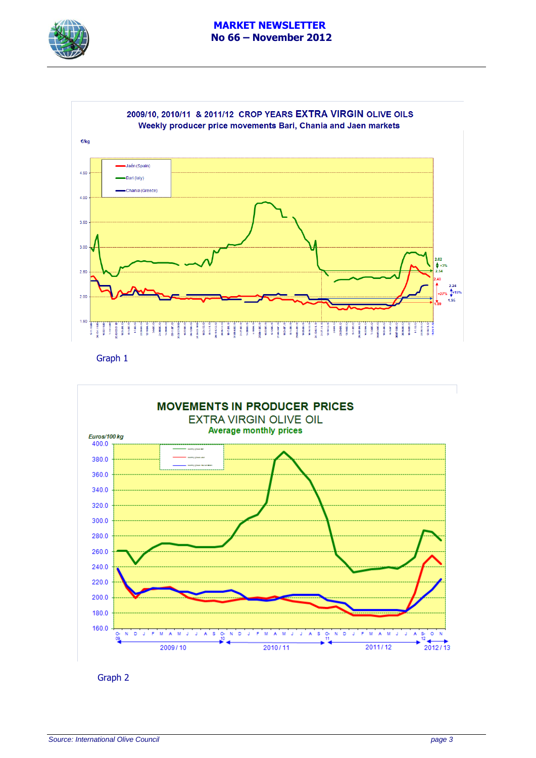**2009/10, 2010/11 & 2011/12 CROP YEARS EXTRA VIRGIN OLIVE OILS**
**Weekly producer price movements Bari, Chania and Jaen markets**

€/kg

Jaén (Spain)
Bari (Italy)
Chania (Greece)

2.62
+3%
2.54
2.40
+27%
1.89
2.24
+15%
1.95

Graph 1

**MOVEMENTS IN PRODUCER PRICES**
EXTRA VIRGIN OLIVE OIL
**Average monthly prices**

Euros/100 kg

2009/10
2010/11
2011/12
2012/13

Graph 2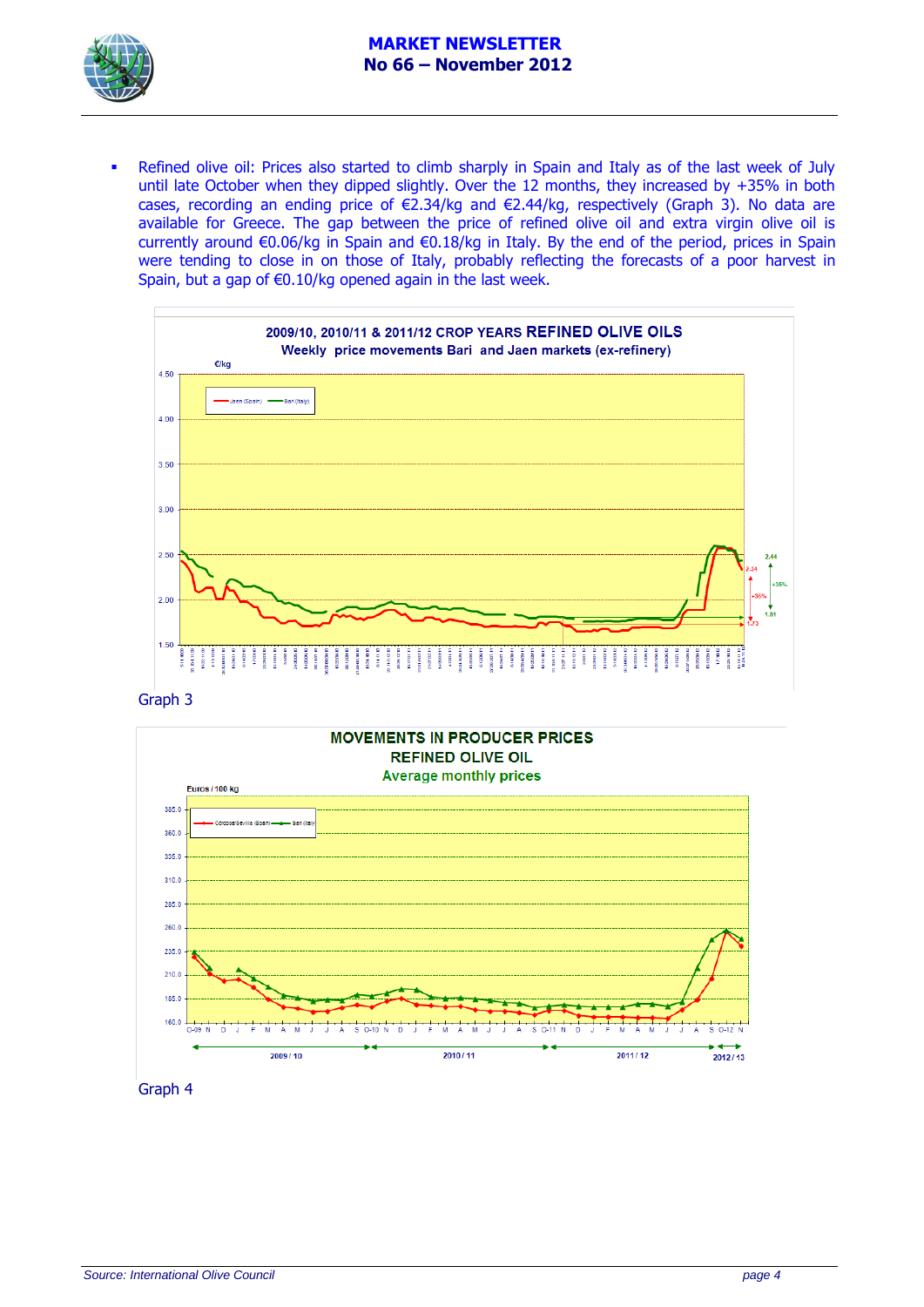- Refined olive oil: Prices also started to climb sharply in Spain and Italy as of the last week of July until late October when they dipped slightly. Over the 12 months, they increased by +35% in both cases, recording an ending price of €2.34/kg and €2.44/kg, respectively (Graph 3). No data are available for Greece. The gap between the price of refined olive oil and extra virgin olive oil is currently around €0.06/kg in Spain and €0.18/kg in Italy. By the end of the period, prices in Spain were tending to close in on those of Italy, probably reflecting the forecasts of a poor harvest in Spain, but a gap of €0.10/kg opened again in the last week.

2009/10, 2010/11 & 2011/12 CROP YEARS **REFINED OLIVE OILS**
**Weekly price movements Bari and Jaen markets (ex-refinery)**

€/kg

4.50
4.00
3.50
3.00
2.50
2.00
1.50

Jaen (Spain)
Bari (Italy)

2.44
2.34
+35%
+35%
1.81
1.73

Graph 3

**MOVEMENTS IN PRODUCER PRICES**
**REFINED OLIVE OIL**
**Average monthly prices**

Euros / 100 kg

385.0
360.0
335.0
310.0
285.0
260.0
235.0
210.0
185.0
160.0

Cordoba/Sevilla (Spain)
Bari (Italy)

O-09 N D J F M A M J J A S O-10 N D J F M A M J J A S O-11 N D J F M A M J J A S O-12 N

2009 / 10
2010 / 11
2011 / 12
2012 / 13

Graph 4

*Source: International Olive Council*